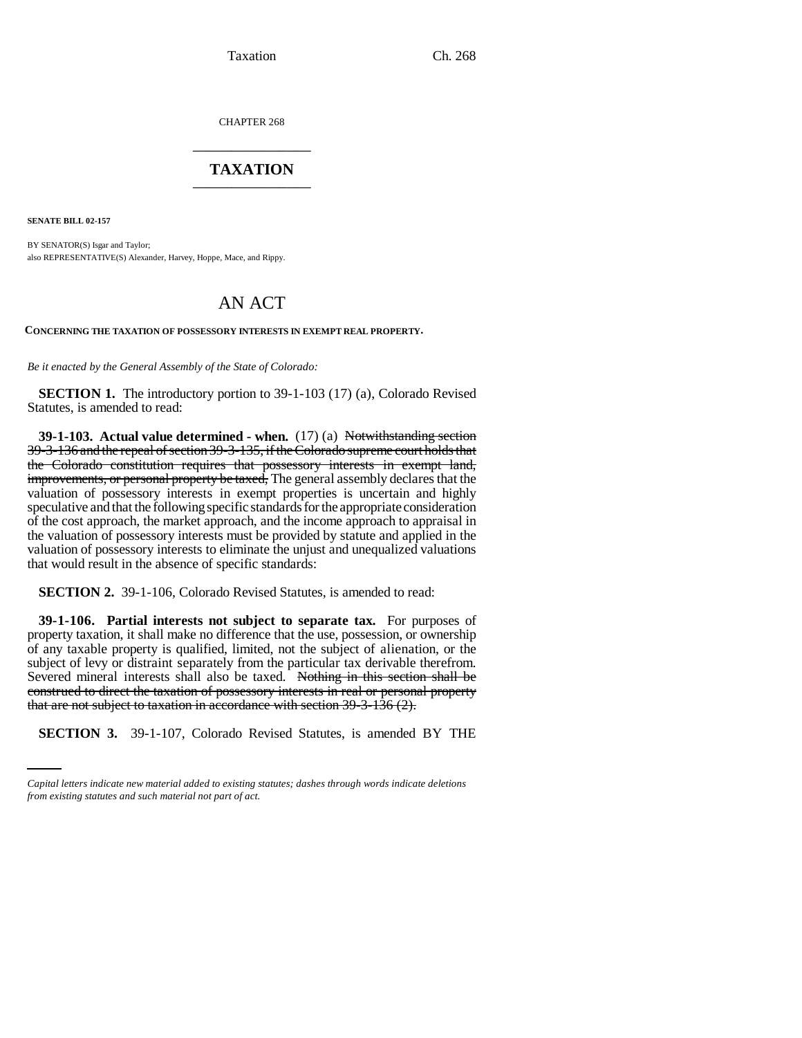CHAPTER 268

# TAXATION

**SENATE BILL 02-157**

BY SENATOR(S) Isgar and Taylor;
also REPRESENTATIVE(S) Alexander, Harvey, Hoppe, Mace, and Rippy.

## AN ACT

**CONCERNING THE TAXATION OF POSSESSORY INTERESTS IN EXEMPT REAL PROPERTY.**

*Be it enacted by the General Assembly of the State of Colorado:*

**SECTION 1.** The introductory portion to 39-1-103 (17) (a), Colorado Revised Statutes, is amended to read:

**39-1-103. Actual value determined - when.** (17) (a) ~~Notwithstanding section 39-3-136 and the repeal of section 39-3-135, if the Colorado supreme court holds that the Colorado constitution requires that possessory interests in exempt land, improvements, or personal property be taxed,~~ The general assembly declares that the valuation of possessory interests in exempt properties is uncertain and highly speculative and that the following specific standards for the appropriate consideration of the cost approach, the market approach, and the income approach to appraisal in the valuation of possessory interests must be provided by statute and applied in the valuation of possessory interests to eliminate the unjust and unequalized valuations that would result in the absence of specific standards:

**SECTION 2.** 39-1-106, Colorado Revised Statutes, is amended to read:

**39-1-106. Partial interests not subject to separate tax.** For purposes of property taxation, it shall make no difference that the use, possession, or ownership of any taxable property is qualified, limited, not the subject of alienation, or the subject of levy or distraint separately from the particular tax derivable therefrom. Severed mineral interests shall also be taxed. ~~Nothing in this section shall be construed to direct the taxation of possessory interests in real or personal property that are not subject to taxation in accordance with section 39-3-136 (2).~~

**SECTION 3.** 39-1-107, Colorado Revised Statutes, is amended BY THE

*Capital letters indicate new material added to existing statutes; dashes through words indicate deletions from existing statutes and such material not part of act.*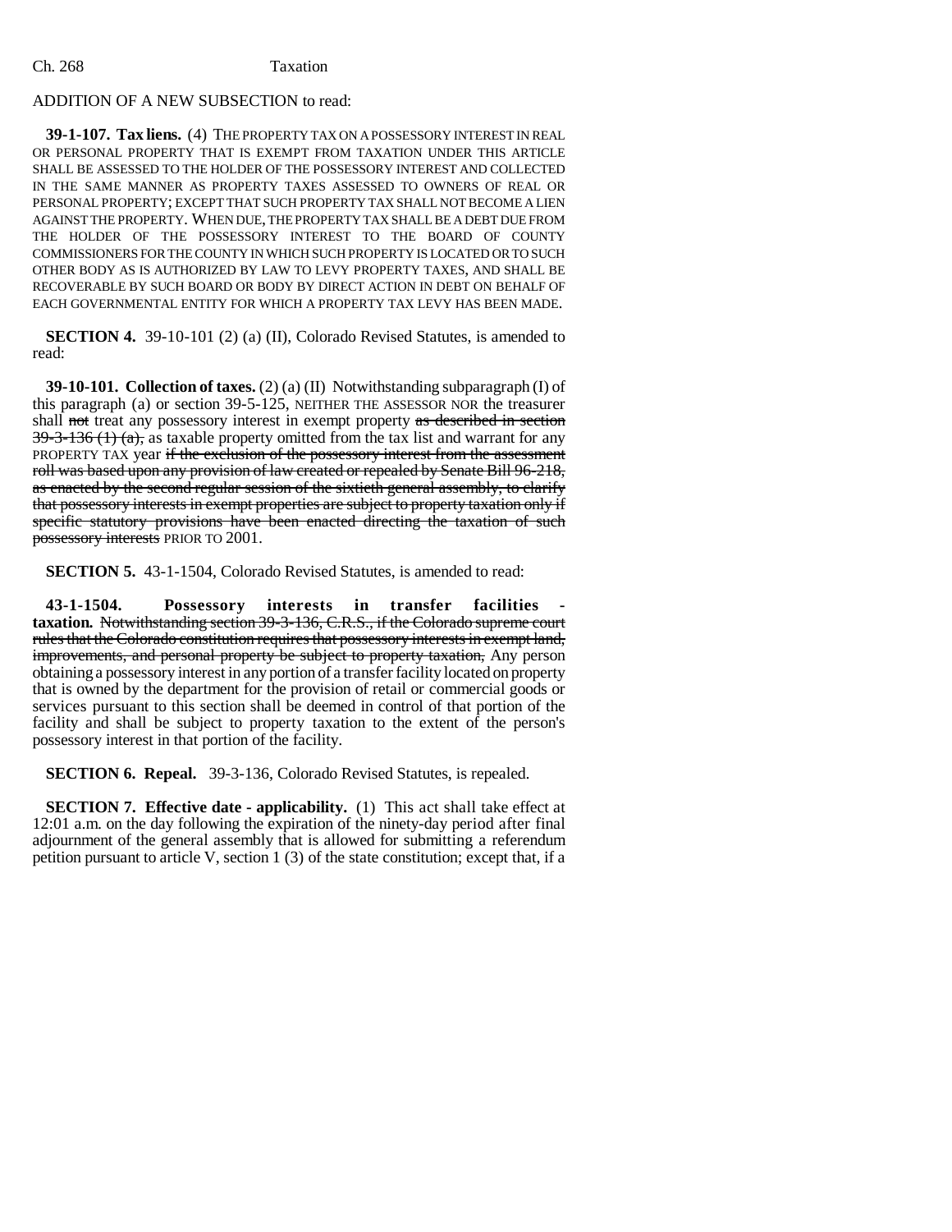ADDITION OF A NEW SUBSECTION to read:

**39-1-107. Tax liens.** (4) THE PROPERTY TAX ON A POSSESSORY INTEREST IN REAL OR PERSONAL PROPERTY THAT IS EXEMPT FROM TAXATION UNDER THIS ARTICLE SHALL BE ASSESSED TO THE HOLDER OF THE POSSESSORY INTEREST AND COLLECTED IN THE SAME MANNER AS PROPERTY TAXES ASSESSED TO OWNERS OF REAL OR PERSONAL PROPERTY; EXCEPT THAT SUCH PROPERTY TAX SHALL NOT BECOME A LIEN AGAINST THE PROPERTY. WHEN DUE, THE PROPERTY TAX SHALL BE A DEBT DUE FROM THE HOLDER OF THE POSSESSORY INTEREST TO THE BOARD OF COUNTY COMMISSIONERS FOR THE COUNTY IN WHICH SUCH PROPERTY IS LOCATED OR TO SUCH OTHER BODY AS IS AUTHORIZED BY LAW TO LEVY PROPERTY TAXES, AND SHALL BE RECOVERABLE BY SUCH BOARD OR BODY BY DIRECT ACTION IN DEBT ON BEHALF OF EACH GOVERNMENTAL ENTITY FOR WHICH A PROPERTY TAX LEVY HAS BEEN MADE.

**SECTION 4.** 39-10-101 (2) (a) (II), Colorado Revised Statutes, is amended to read:

**39-10-101. Collection of taxes.** (2) (a) (II) Notwithstanding subparagraph (I) of this paragraph (a) or section 39-5-125, NEITHER THE ASSESSOR NOR the treasurer shall ~~not~~ treat any possessory interest in exempt property ~~as described in section 39-3-136 (1) (a),~~ as taxable property omitted from the tax list and warrant for any PROPERTY TAX year ~~if the exclusion of the possessory interest from the assessment roll was based upon any provision of law created or repealed by Senate Bill 96-218, as enacted by the second regular session of the sixtieth general assembly, to clarify that possessory interests in exempt properties are subject to property taxation only if specific statutory provisions have been enacted directing the taxation of such possessory interests~~ PRIOR TO 2001.

**SECTION 5.** 43-1-1504, Colorado Revised Statutes, is amended to read:

**43-1-1504. Possessory interests in transfer facilities - taxation.** ~~Notwithstanding section 39-3-136, C.R.S., if the Colorado supreme court rules that the Colorado constitution requires that possessory interests in exempt land, improvements, and personal property be subject to property taxation,~~ Any person obtaining a possessory interest in any portion of a transfer facility located on property that is owned by the department for the provision of retail or commercial goods or services pursuant to this section shall be deemed in control of that portion of the facility and shall be subject to property taxation to the extent of the person's possessory interest in that portion of the facility.

**SECTION 6. Repeal.** 39-3-136, Colorado Revised Statutes, is repealed.

**SECTION 7. Effective date - applicability.** (1) This act shall take effect at 12:01 a.m. on the day following the expiration of the ninety-day period after final adjournment of the general assembly that is allowed for submitting a referendum petition pursuant to article V, section 1 (3) of the state constitution; except that, if a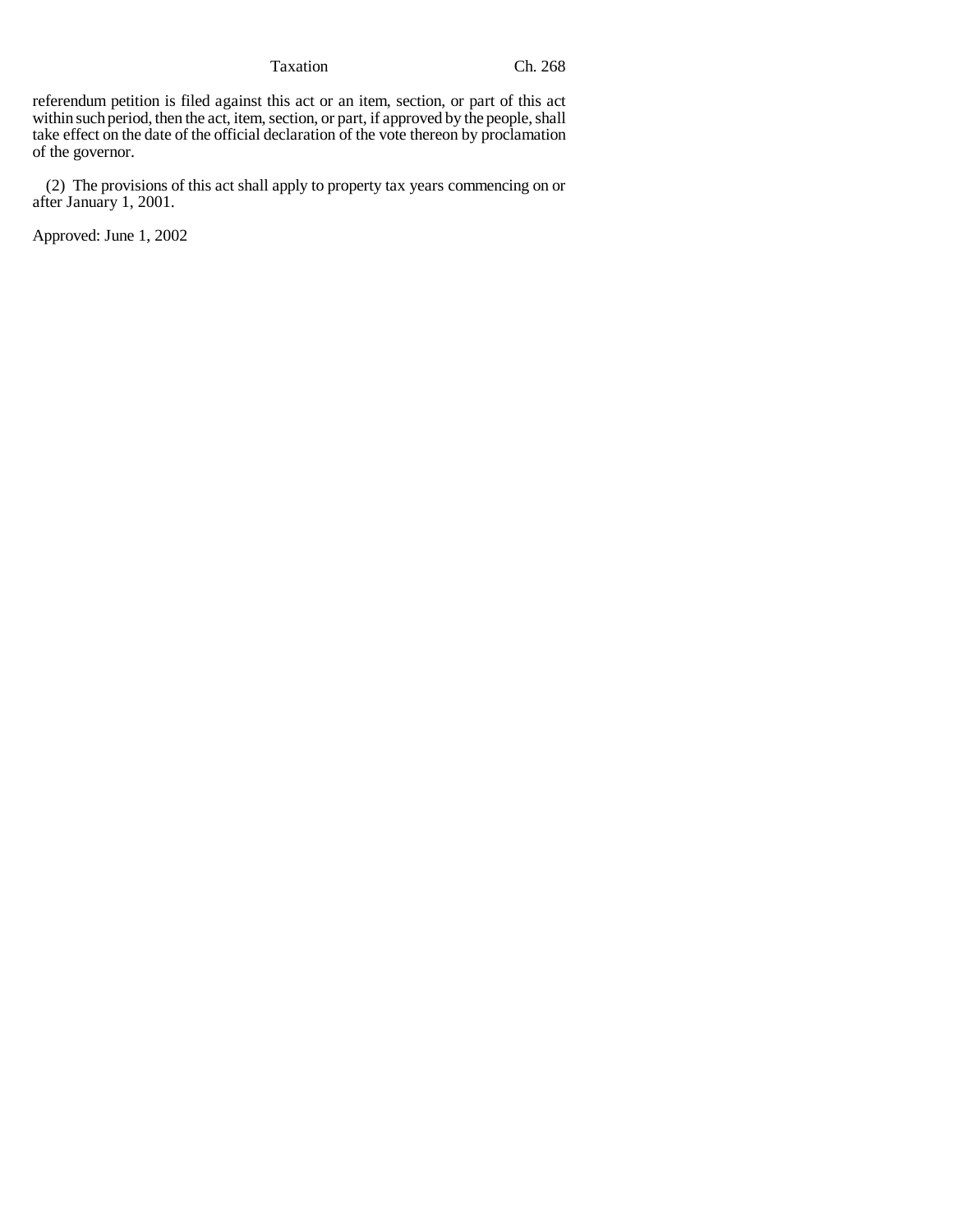referendum petition is filed against this act or an item, section, or part of this act within such period, then the act, item, section, or part, if approved by the people, shall take effect on the date of the official declaration of the vote thereon by proclamation of the governor.

(2) The provisions of this act shall apply to property tax years commencing on or after January 1, 2001.

Approved: June 1, 2002